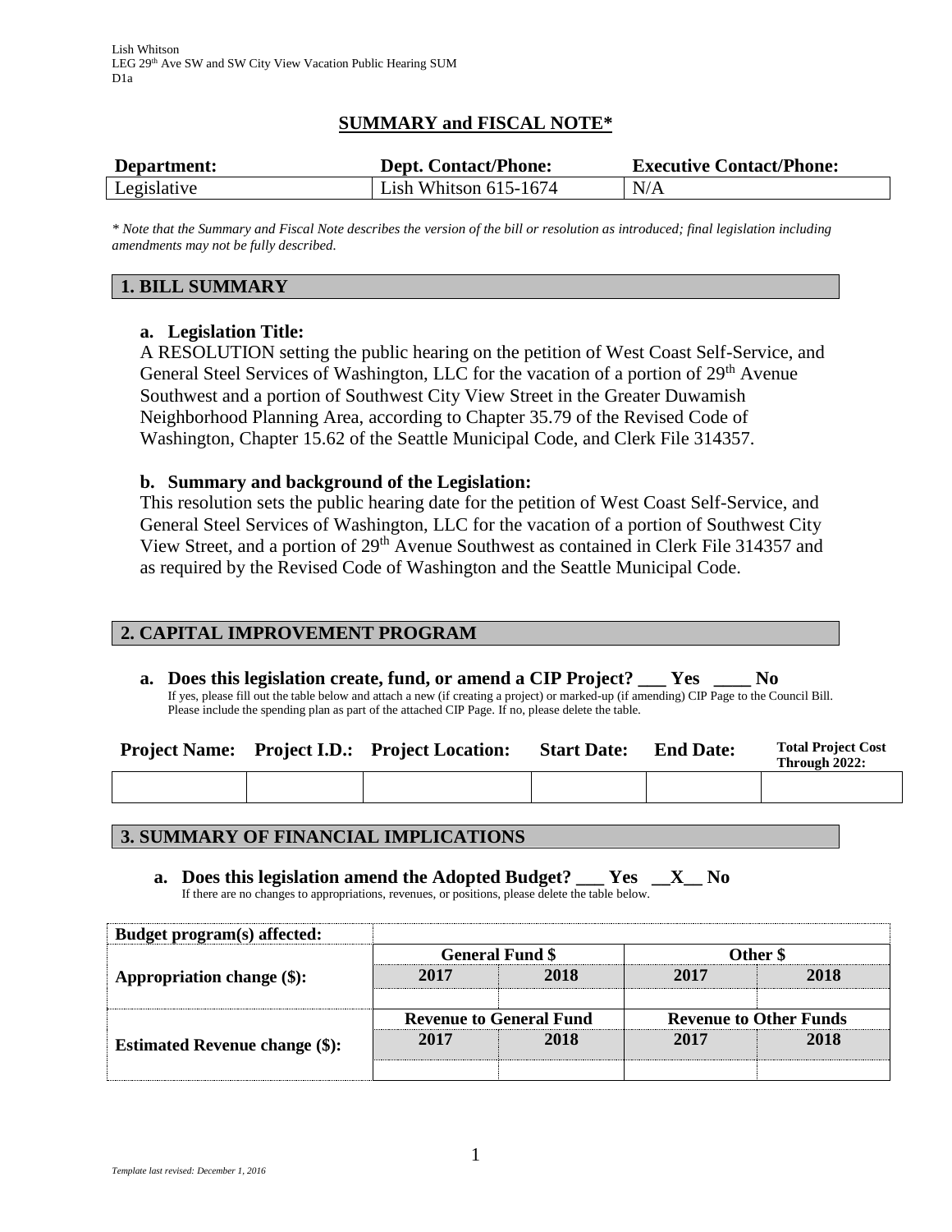Lish Whitson
LEG 29th Ave SW and SW City View Vacation Public Hearing SUM
D1a

# SUMMARY and FISCAL NOTE*

| Department: | Dept. Contact/Phone: | Executive Contact/Phone: |
|---|---|---|
| Legislative | Lish Whitson 615-1674 | N/A |

*\* Note that the Summary and Fiscal Note describes the version of the bill or resolution as introduced; final legislation including amendments may not be fully described.*

## 1. BILL SUMMARY

### a. Legislation Title:

A RESOLUTION setting the public hearing on the petition of West Coast Self-Service, and General Steel Services of Washington, LLC for the vacation of a portion of 29th Avenue Southwest and a portion of Southwest City View Street in the Greater Duwamish Neighborhood Planning Area, according to Chapter 35.79 of the Revised Code of Washington, Chapter 15.62 of the Seattle Municipal Code, and Clerk File 314357.

### b. Summary and background of the Legislation:

This resolution sets the public hearing date for the petition of West Coast Self-Service, and General Steel Services of Washington, LLC for the vacation of a portion of Southwest City View Street, and a portion of 29th Avenue Southwest as contained in Clerk File 314357 and as required by the Revised Code of Washington and the Seattle Municipal Code.

## 2. CAPITAL IMPROVEMENT PROGRAM

**a. Does this legislation create, fund, or amend a CIP Project? ___ Yes ____ No**

If yes, please fill out the table below and attach a new (if creating a project) or marked-up (if amending) CIP Page to the Council Bill. Please include the spending plan as part of the attached CIP Page. If no, please delete the table.

| Project Name: | Project I.D.: | Project Location: | Start Date: | End Date: | Total Project Cost Through 2022: |
|---|---|---|---|---|---|
| | | | | | |

## 3. SUMMARY OF FINANCIAL IMPLICATIONS

**a. Does this legislation amend the Adopted Budget? ___ Yes __X__ No**

If there are no changes to appropriations, revenues, or positions, please delete the table below.

| Budget program(s) affected: | | | | |
|---|---|---|---|---|
| | General Fund $ | | Other $ | |
| Appropriation change ($): | 2017 | 2018 | 2017 | 2018 |
| | | | | |
| | Revenue to General Fund | | Revenue to Other Funds | |
| Estimated Revenue change ($): | 2017 | 2018 | 2017 | 2018 |
| | | | | |

*Template last revised: December 1, 2016*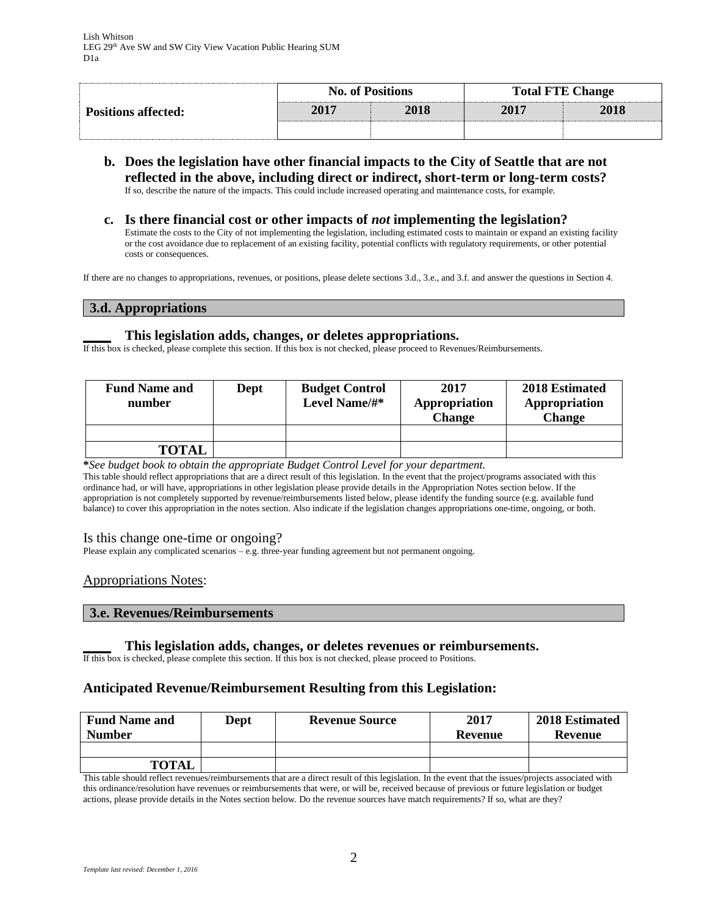| Positions affected: | No. of Positions | | Total FTE Change | |
|---|---|---|---|---|
| | 2017 | 2018 | 2017 | 2018 |
| | | | | |

**b. Does the legislation have other financial impacts to the City of Seattle that are not reflected in the above, including direct or indirect, short-term or long-term costs?**
If so, describe the nature of the impacts. This could include increased operating and maintenance costs, for example.

**c. Is there financial cost or other impacts of *not* implementing the legislation?**
Estimate the costs to the City of not implementing the legislation, including estimated costs to maintain or expand an existing facility or the cost avoidance due to replacement of an existing facility, potential conflicts with regulatory requirements, or other potential costs or consequences.

If there are no changes to appropriations, revenues, or positions, please delete sections 3.d., 3.e., and 3.f. and answer the questions in Section 4.

## 3.d. Appropriations

**____ This legislation adds, changes, or deletes appropriations.**
If this box is checked, please complete this section. If this box is not checked, please proceed to Revenues/Reimbursements.

| Fund Name and number | Dept | Budget Control Level Name/#* | 2017 Appropriation Change | 2018 Estimated Appropriation Change |
|---|---|---|---|---|
| | | | | |
| **TOTAL** | | | | |

***See budget book to obtain the appropriate Budget Control Level for your department.***
This table should reflect appropriations that are a direct result of this legislation. In the event that the project/programs associated with this ordinance had, or will have, appropriations in other legislation please provide details in the Appropriation Notes section below. If the appropriation is not completely supported by revenue/reimbursements listed below, please identify the funding source (e.g. available fund balance) to cover this appropriation in the notes section. Also indicate if the legislation changes appropriations one-time, ongoing, or both.

Is this change one-time or ongoing?
Please explain any complicated scenarios – e.g. three-year funding agreement but not permanent ongoing.

Appropriations Notes:

## 3.e. Revenues/Reimbursements

**____ This legislation adds, changes, or deletes revenues or reimbursements.**
If this box is checked, please complete this section. If this box is not checked, please proceed to Positions.

### Anticipated Revenue/Reimbursement Resulting from this Legislation:

| Fund Name and Number | Dept | Revenue Source | 2017 Revenue | 2018 Estimated Revenue |
|---|---|---|---|---|
| | | | | |
| **TOTAL** | | | | |

This table should reflect revenues/reimbursements that are a direct result of this legislation. In the event that the issues/projects associated with this ordinance/resolution have revenues or reimbursements that were, or will be, received because of previous or future legislation or budget actions, please provide details in the Notes section below. Do the revenue sources have match requirements? If so, what are they?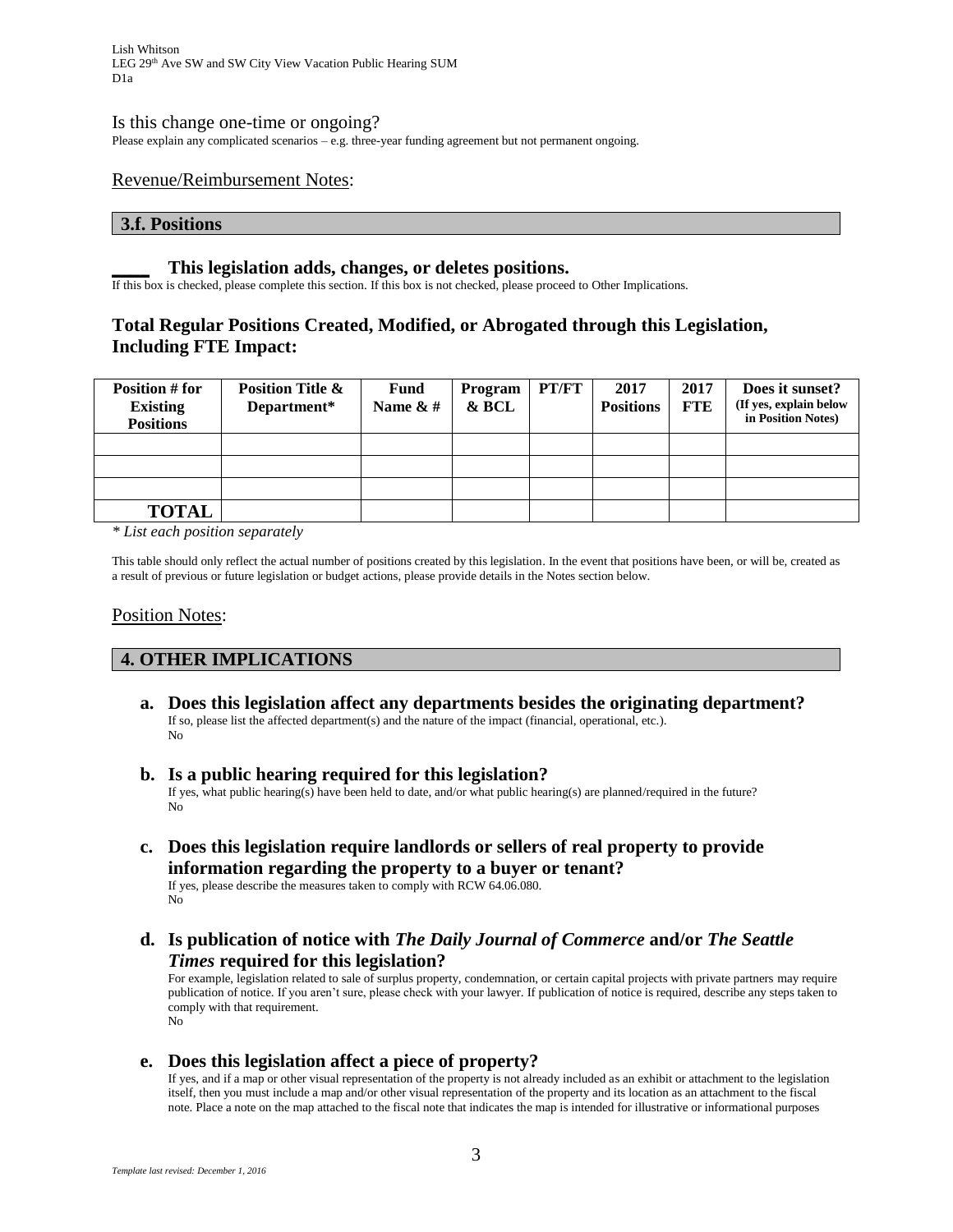### Is this change one-time or ongoing?

Please explain any complicated scenarios – e.g. three-year funding agreement but not permanent ongoing.

Revenue/Reimbursement Notes:

## 3.f. Positions

**____ This legislation adds, changes, or deletes positions.**

If this box is checked, please complete this section. If this box is not checked, please proceed to Other Implications.

### Total Regular Positions Created, Modified, or Abrogated through this Legislation, Including FTE Impact:

| Position # for Existing Positions | Position Title & Department* | Fund Name & # | Program & BCL | PT/FT | 2017 Positions | 2017 FTE | Does it sunset? (If yes, explain below in Position Notes) |
|---|---|---|---|---|---|---|---|
| | | | | | | | |
| | | | | | | | |
| | | | | | | | |
| **TOTAL** | | | | | | | |

*\* List each position separately*

This table should only reflect the actual number of positions created by this legislation. In the event that positions have been, or will be, created as a result of previous or future legislation or budget actions, please provide details in the Notes section below.

Position Notes:

## 4. OTHER IMPLICATIONS

**a. Does this legislation affect any departments besides the originating department?**

If so, please list the affected department(s) and the nature of the impact (financial, operational, etc.).

No

**b. Is a public hearing required for this legislation?**

If yes, what public hearing(s) have been held to date, and/or what public hearing(s) are planned/required in the future?

No

**c. Does this legislation require landlords or sellers of real property to provide information regarding the property to a buyer or tenant?**

If yes, please describe the measures taken to comply with RCW 64.06.080.

No

**d. Is publication of notice with *The Daily Journal of Commerce* and/or *The Seattle Times* required for this legislation?**

For example, legislation related to sale of surplus property, condemnation, or certain capital projects with private partners may require publication of notice. If you aren't sure, please check with your lawyer. If publication of notice is required, describe any steps taken to comply with that requirement.

No

**e. Does this legislation affect a piece of property?**

If yes, and if a map or other visual representation of the property is not already included as an exhibit or attachment to the legislation itself, then you must include a map and/or other visual representation of the property and its location as an attachment to the fiscal note. Place a note on the map attached to the fiscal note that indicates the map is intended for illustrative or informational purposes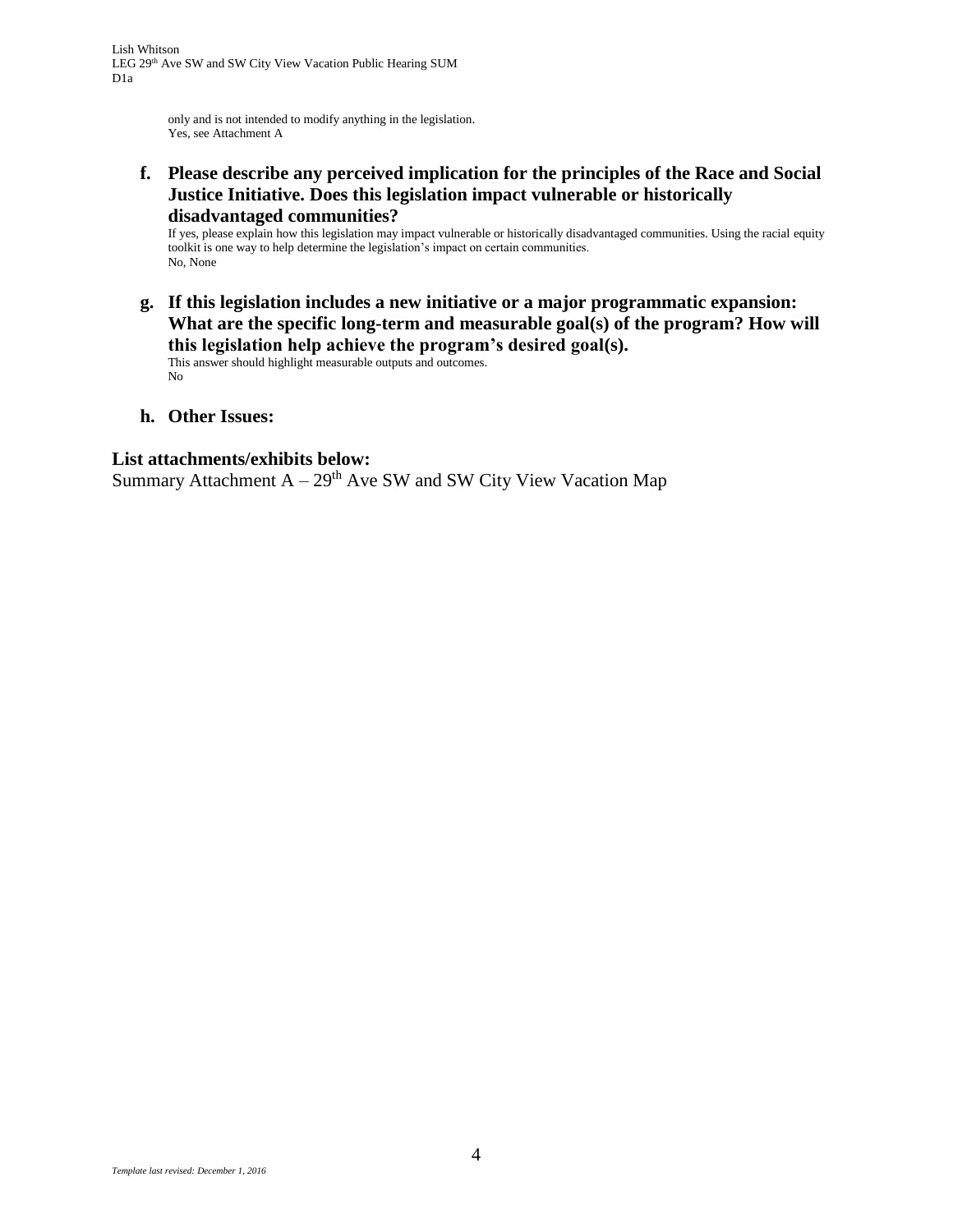only and is not intended to modify anything in the legislation.
Yes, see Attachment A

**f. Please describe any perceived implication for the principles of the Race and Social Justice Initiative. Does this legislation impact vulnerable or historically disadvantaged communities?**

If yes, please explain how this legislation may impact vulnerable or historically disadvantaged communities. Using the racial equity toolkit is one way to help determine the legislation's impact on certain communities.
No, None

**g. If this legislation includes a new initiative or a major programmatic expansion: What are the specific long-term and measurable goal(s) of the program? How will this legislation help achieve the program's desired goal(s).**

This answer should highlight measurable outputs and outcomes.
No

**h. Other Issues:**

**List attachments/exhibits below:**

Summary Attachment A – 29th Ave SW and SW City View Vacation Map

*Template last revised: December 1, 2016*